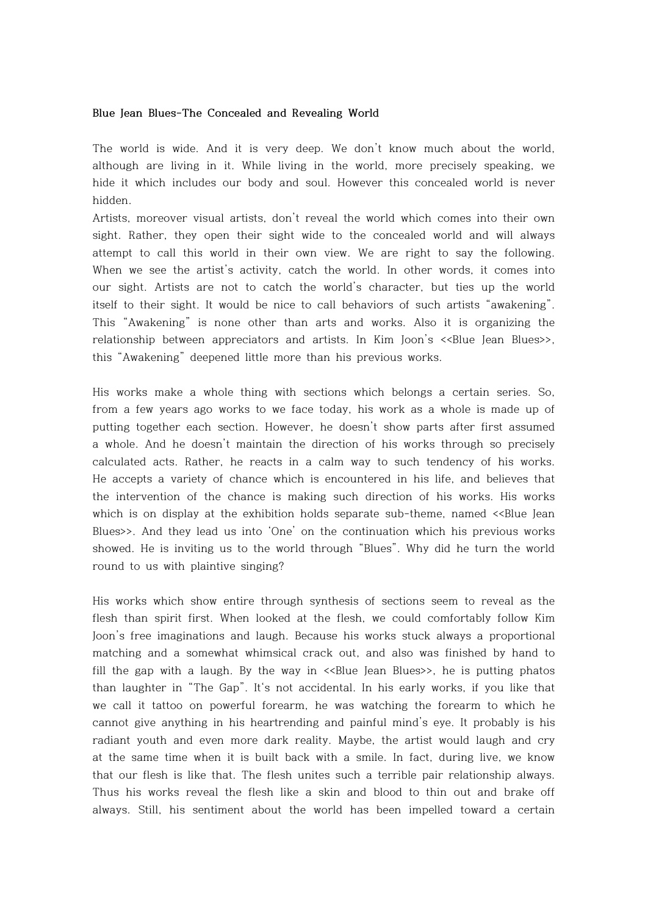**Blue Jean Blues-The Concealed and Revealing World**

The world is wide. And it is very deep. We don't know much about the world, although are living in it. While living in the world, more precisely speaking, we hide it which includes our body and soul. However this concealed world is never hidden.
Artists, moreover visual artists, don't reveal the world which comes into their own sight. Rather, they open their sight wide to the concealed world and will always attempt to call this world in their own view. We are right to say the following. When we see the artist's activity, catch the world. In other words, it comes into our sight. Artists are not to catch the world's character, but ties up the world itself to their sight. It would be nice to call behaviors of such artists "awakening". This "Awakening" is none other than arts and works. Also it is organizing the relationship between appreciators and artists. In Kim Joon's <<Blue Jean Blues>>, this "Awakening" deepened little more than his previous works.

His works make a whole thing with sections which belongs a certain series. So, from a few years ago works to we face today, his work as a whole is made up of putting together each section. However, he doesn't show parts after first assumed a whole. And he doesn't maintain the direction of his works through so precisely calculated acts. Rather, he reacts in a calm way to such tendency of his works. He accepts a variety of chance which is encountered in his life, and believes that the intervention of the chance is making such direction of his works. His works which is on display at the exhibition holds separate sub-theme, named <<Blue Jean Blues>>. And they lead us into 'One' on the continuation which his previous works showed. He is inviting us to the world through "Blues". Why did he turn the world round to us with plaintive singing?

His works which show entire through synthesis of sections seem to reveal as the flesh than spirit first. When looked at the flesh, we could comfortably follow Kim Joon's free imaginations and laugh. Because his works stuck always a proportional matching and a somewhat whimsical crack out, and also was finished by hand to fill the gap with a laugh. By the way in <<Blue Jean Blues>>, he is putting phatos than laughter in "The Gap". It's not accidental. In his early works, if you like that we call it tattoo on powerful forearm, he was watching the forearm to which he cannot give anything in his heartrending and painful mind's eye. It probably is his radiant youth and even more dark reality. Maybe, the artist would laugh and cry at the same time when it is built back with a smile. In fact, during live, we know that our flesh is like that. The flesh unites such a terrible pair relationship always. Thus his works reveal the flesh like a skin and blood to thin out and brake off always. Still, his sentiment about the world has been impelled toward a certain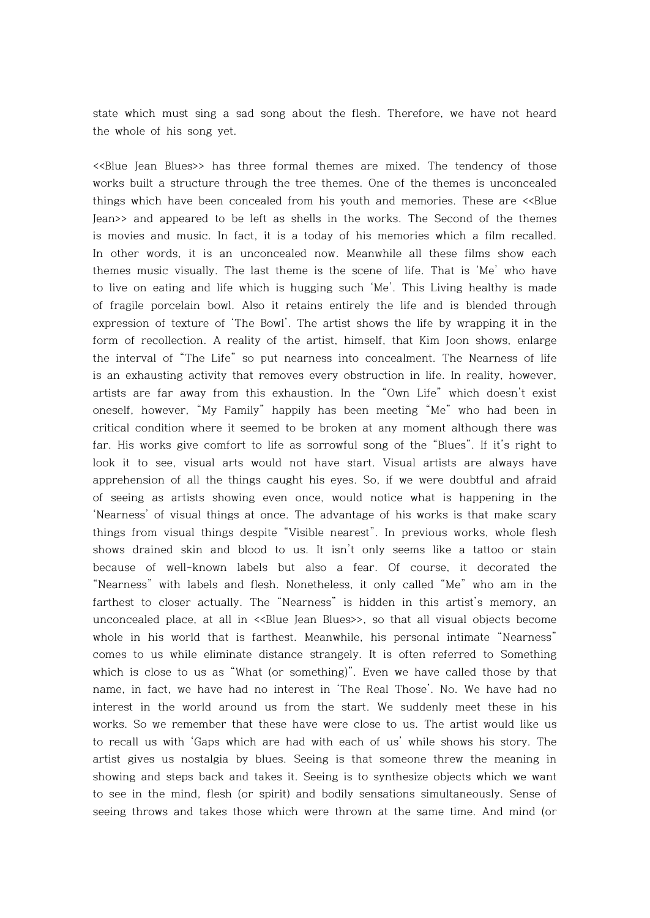state which must sing a sad song about the flesh. Therefore, we have not heard the whole of his song yet.

<<Blue Jean Blues>> has three formal themes are mixed. The tendency of those works built a structure through the tree themes. One of the themes is unconcealed things which have been concealed from his youth and memories. These are <<Blue Jean>> and appeared to be left as shells in the works. The Second of the themes is movies and music. In fact, it is a today of his memories which a film recalled. In other words, it is an unconcealed now. Meanwhile all these films show each themes music visually. The last theme is the scene of life. That is 'Me' who have to live on eating and life which is hugging such 'Me'. This Living healthy is made of fragile porcelain bowl. Also it retains entirely the life and is blended through expression of texture of 'The Bowl'. The artist shows the life by wrapping it in the form of recollection. A reality of the artist, himself, that Kim Joon shows, enlarge the interval of "The Life" so put nearness into concealment. The Nearness of life is an exhausting activity that removes every obstruction in life. In reality, however, artists are far away from this exhaustion. In the "Own Life" which doesn't exist oneself, however, "My Family" happily has been meeting "Me" who had been in critical condition where it seemed to be broken at any moment although there was far. His works give comfort to life as sorrowful song of the "Blues". If it's right to look it to see, visual arts would not have start. Visual artists are always have apprehension of all the things caught his eyes. So, if we were doubtful and afraid of seeing as artists showing even once, would notice what is happening in the 'Nearness' of visual things at once. The advantage of his works is that make scary things from visual things despite "Visible nearest". In previous works, whole flesh shows drained skin and blood to us. It isn't only seems like a tattoo or stain because of well-known labels but also a fear. Of course, it decorated the "Nearness" with labels and flesh. Nonetheless, it only called "Me" who am in the farthest to closer actually. The "Nearness" is hidden in this artist's memory, an unconcealed place, at all in <<Blue Jean Blues>>, so that all visual objects become whole in his world that is farthest. Meanwhile, his personal intimate "Nearness" comes to us while eliminate distance strangely. It is often referred to Something which is close to us as "What (or something)". Even we have called those by that name, in fact, we have had no interest in 'The Real Those'. No. We have had no interest in the world around us from the start. We suddenly meet these in his works. So we remember that these have were close to us. The artist would like us to recall us with 'Gaps which are had with each of us' while shows his story. The artist gives us nostalgia by blues. Seeing is that someone threw the meaning in showing and steps back and takes it. Seeing is to synthesize objects which we want to see in the mind, flesh (or spirit) and bodily sensations simultaneously. Sense of seeing throws and takes those which were thrown at the same time. And mind (or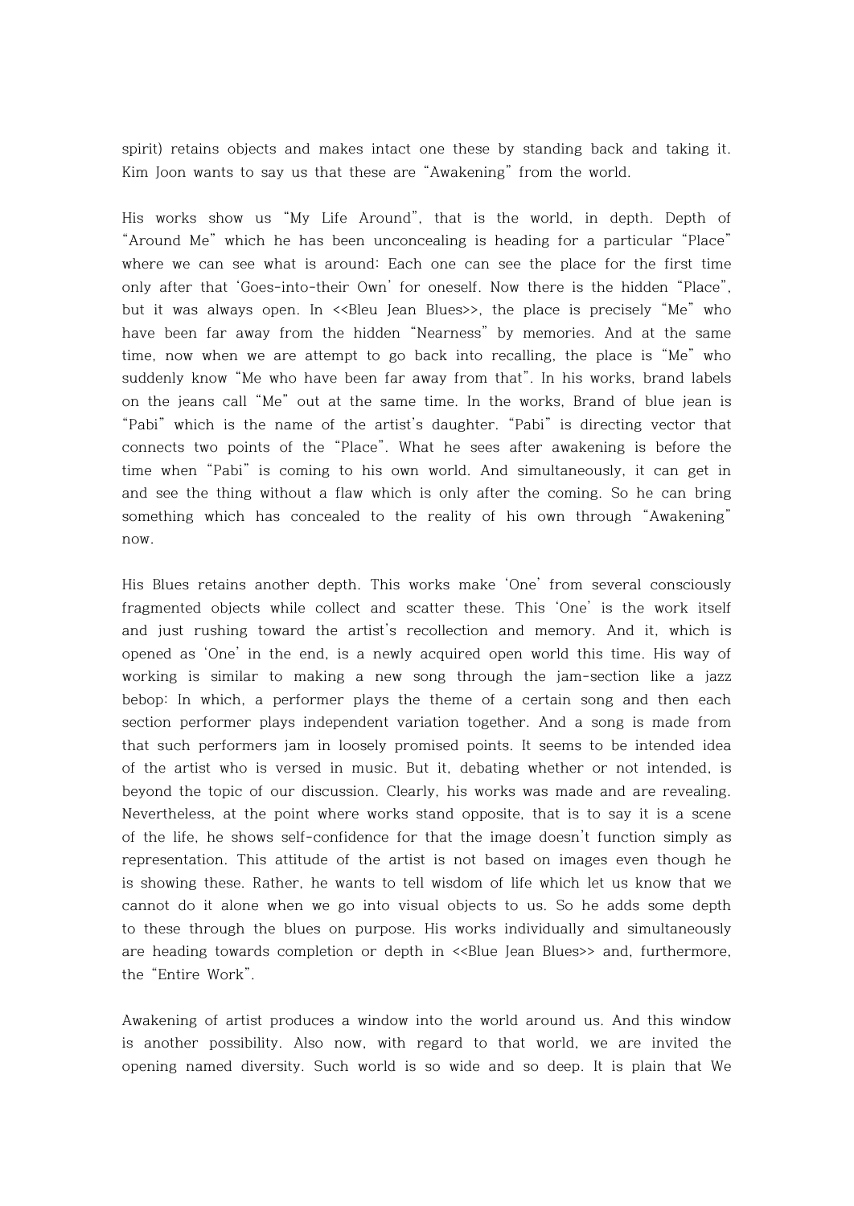spirit) retains objects and makes intact one these by standing back and taking it. Kim Joon wants to say us that these are “Awakening” from the world.

His works show us “My Life Around”, that is the world, in depth. Depth of “Around Me” which he has been unconcealing is heading for a particular “Place” where we can see what is around: Each one can see the place for the first time only after that ‘Goes-into-their Own’ for oneself. Now there is the hidden “Place”, but it was always open. In <<Bleu Jean Blues>>, the place is precisely “Me” who have been far away from the hidden “Nearness” by memories. And at the same time, now when we are attempt to go back into recalling, the place is “Me” who suddenly know “Me who have been far away from that”. In his works, brand labels on the jeans call “Me” out at the same time. In the works, Brand of blue jean is “Pabi” which is the name of the artist's daughter. “Pabi” is directing vector that connects two points of the “Place”. What he sees after awakening is before the time when “Pabi” is coming to his own world. And simultaneously, it can get in and see the thing without a flaw which is only after the coming. So he can bring something which has concealed to the reality of his own through “Awakening” now.

His Blues retains another depth. This works make ‘One’ from several consciously fragmented objects while collect and scatter these. This ‘One’ is the work itself and just rushing toward the artist's recollection and memory. And it, which is opened as ‘One’ in the end, is a newly acquired open world this time. His way of working is similar to making a new song through the jam-section like a jazz bebop: In which, a performer plays the theme of a certain song and then each section performer plays independent variation together. And a song is made from that such performers jam in loosely promised points. It seems to be intended idea of the artist who is versed in music. But it, debating whether or not intended, is beyond the topic of our discussion. Clearly, his works was made and are revealing. Nevertheless, at the point where works stand opposite, that is to say it is a scene of the life, he shows self-confidence for that the image doesn't function simply as representation. This attitude of the artist is not based on images even though he is showing these. Rather, he wants to tell wisdom of life which let us know that we cannot do it alone when we go into visual objects to us. So he adds some depth to these through the blues on purpose. His works individually and simultaneously are heading towards completion or depth in <<Blue Jean Blues>> and, furthermore, the “Entire Work”.

Awakening of artist produces a window into the world around us. And this window is another possibility. Also now, with regard to that world, we are invited the opening named diversity. Such world is so wide and so deep. It is plain that We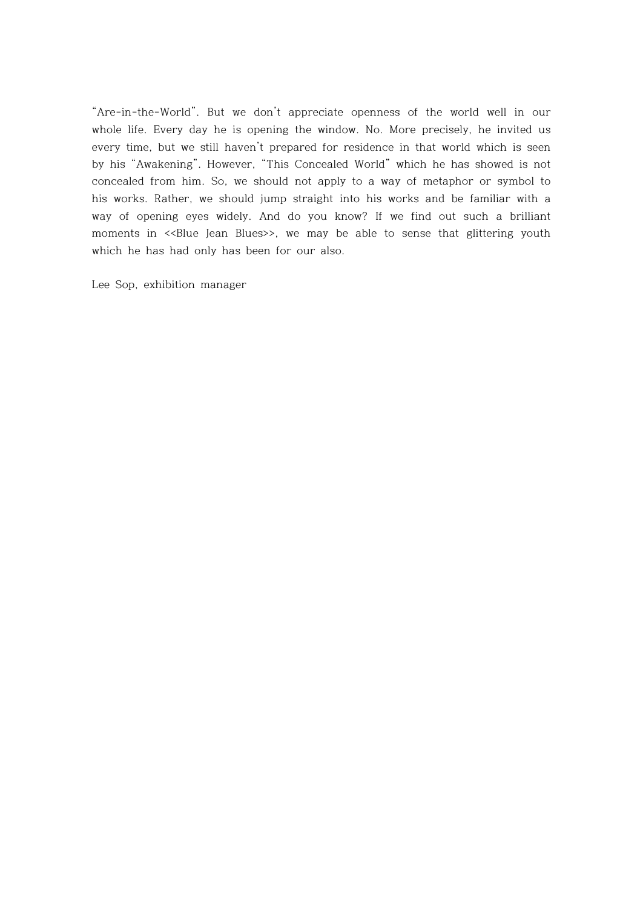"Are-in-the-World". But we don't appreciate openness of the world well in our whole life. Every day he is opening the window. No. More precisely, he invited us every time, but we still haven't prepared for residence in that world which is seen by his "Awakening". However, "This Concealed World" which he has showed is not concealed from him. So, we should not apply to a way of metaphor or symbol to his works. Rather, we should jump straight into his works and be familiar with a way of opening eyes widely. And do you know? If we find out such a brilliant moments in <<Blue Jean Blues>>, we may be able to sense that glittering youth which he has had only has been for our also.

Lee Sop, exhibition manager